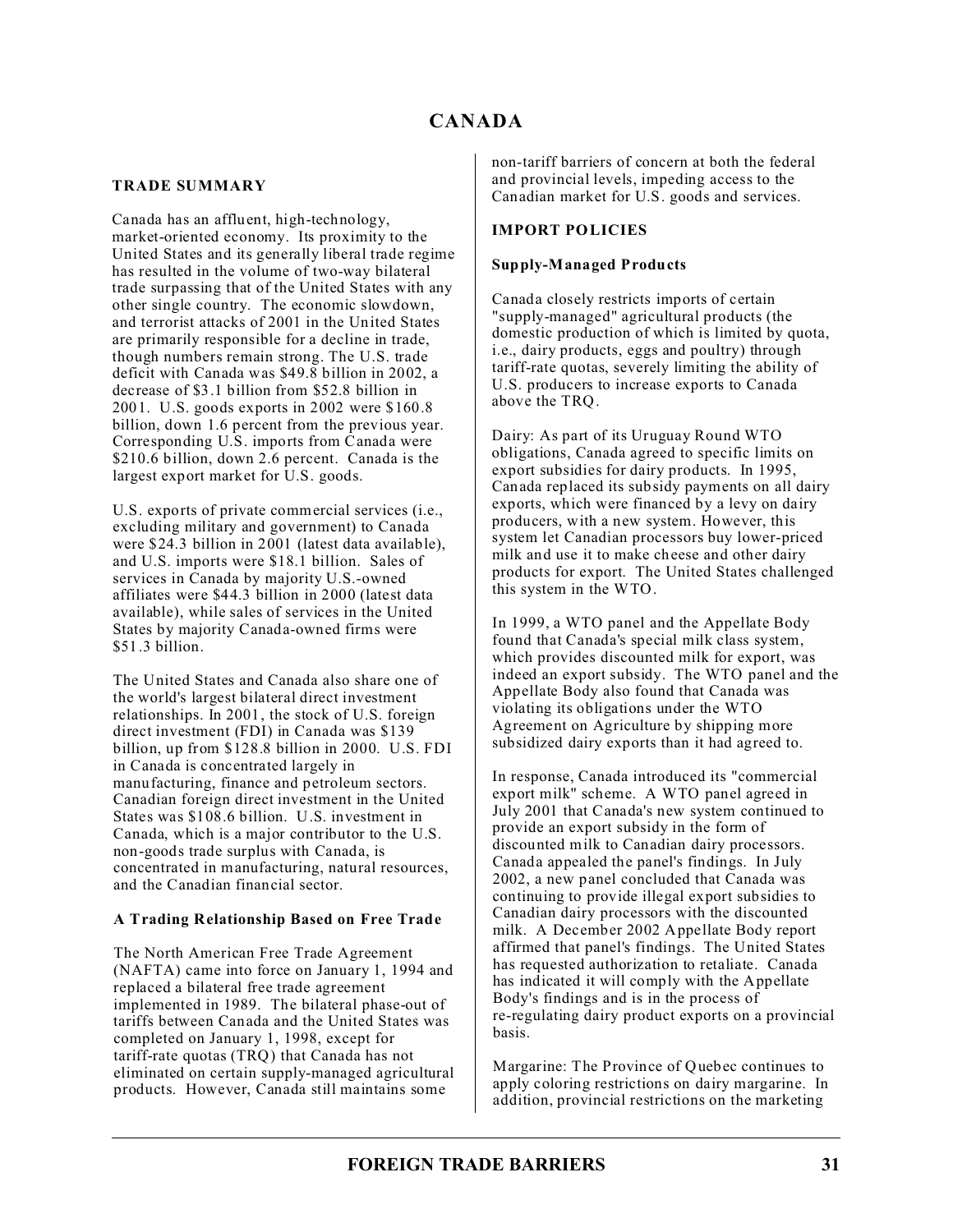# CANADA

## TRADE SUMMARY

Canada has an affluent, high-technology, market-oriented economy. Its proximity to the United States and its generally liberal trade regime has resulted in the volume of two-way bilateral trade surpassing that of the United States with any other single country. The economic slowdown, and terrorist attacks of 2001 in the United States are primarily responsible for a decline in trade, though numbers remain strong. The U.S. trade deficit with Canada was $49.8 billion in 2002, a decrease of $3.1 billion from $52.8 billion in 2001. U.S. goods exports in 2002 were $160.8 billion, down 1.6 percent from the previous year. Corresponding U.S. imports from Canada were $210.6 billion, down 2.6 percent. Canada is the largest export market for U.S. goods.

U.S. exports of private commercial services (i.e., excluding military and government) to Canada were $24.3 billion in 2001 (latest data available), and U.S. imports were $18.1 billion. Sales of services in Canada by majority U.S.-owned affiliates were $44.3 billion in 2000 (latest data available), while sales of services in the United States by majority Canada-owned firms were $51.3 billion.

The United States and Canada also share one of the world's largest bilateral direct investment relationships. In 2001, the stock of U.S. foreign direct investment (FDI) in Canada was $139 billion, up from $128.8 billion in 2000. U.S. FDI in Canada is concentrated largely in manufacturing, finance and petroleum sectors. Canadian foreign direct investment in the United States was $108.6 billion. U.S. investment in Canada, which is a major contributor to the U.S. non-goods trade surplus with Canada, is concentrated in manufacturing, natural resources, and the Canadian financial sector.

### A Trading Relationship Based on Free Trade

The North American Free Trade Agreement (NAFTA) came into force on January 1, 1994 and replaced a bilateral free trade agreement implemented in 1989. The bilateral phase-out of tariffs between Canada and the United States was completed on January 1, 1998, except for tariff-rate quotas (TRQ) that Canada has not eliminated on certain supply-managed agricultural products. However, Canada still maintains some non-tariff barriers of concern at both the federal and provincial levels, impeding access to the Canadian market for U.S. goods and services.

## IMPORT POLICIES

### Supply-Managed Products

Canada closely restricts imports of certain "supply-managed" agricultural products (the domestic production of which is limited by quota, i.e., dairy products, eggs and poultry) through tariff-rate quotas, severely limiting the ability of U.S. producers to increase exports to Canada above the TRQ.

Dairy: As part of its Uruguay Round WTO obligations, Canada agreed to specific limits on export subsidies for dairy products. In 1995, Canada replaced its subsidy payments on all dairy exports, which were financed by a levy on dairy producers, with a new system. However, this system let Canadian processors buy lower-priced milk and use it to make cheese and other dairy products for export. The United States challenged this system in the WTO.

In 1999, a WTO panel and the Appellate Body found that Canada's special milk class system, which provides discounted milk for export, was indeed an export subsidy. The WTO panel and the Appellate Body also found that Canada was violating its obligations under the WTO Agreement on Agriculture by shipping more subsidized dairy exports than it had agreed to.

In response, Canada introduced its "commercial export milk" scheme. A WTO panel agreed in July 2001 that Canada's new system continued to provide an export subsidy in the form of discounted milk to Canadian dairy processors. Canada appealed the panel's findings. In July 2002, a new panel concluded that Canada was continuing to provide illegal export subsidies to Canadian dairy processors with the discounted milk. A December 2002 Appellate Body report affirmed that panel's findings. The United States has requested authorization to retaliate. Canada has indicated it will comply with the Appellate Body's findings and is in the process of re-regulating dairy product exports on a provincial basis.

Margarine: The Province of Quebec continues to apply coloring restrictions on dairy margarine. In addition, provincial restrictions on the marketing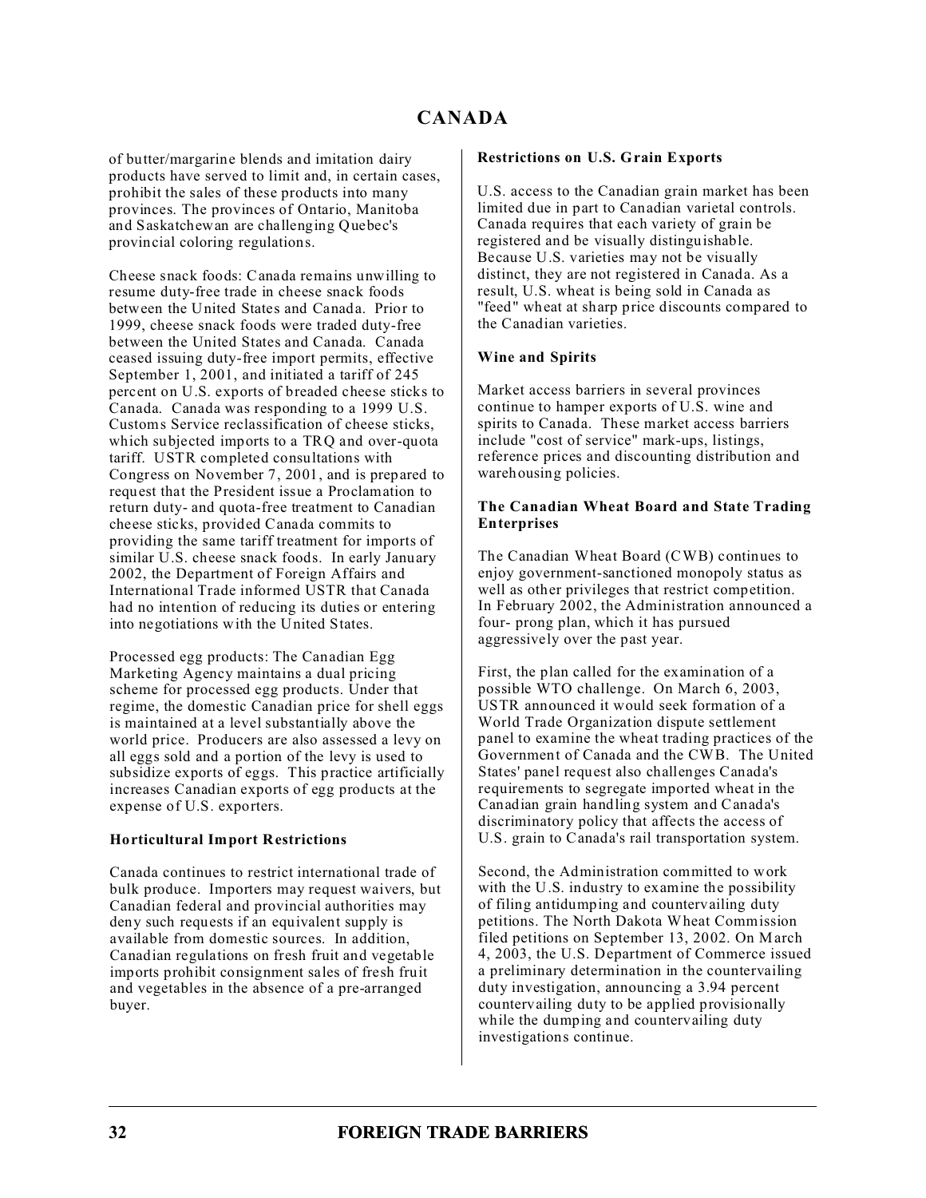of butter/margarine blends and imitation dairy products have served to limit and, in certain cases, prohibit the sales of these products into many provinces. The provinces of Ontario, Manitoba and Saskatchewan are challenging Quebec's provincial coloring regulations.

Cheese snack foods: Canada remains unwilling to resume duty-free trade in cheese snack foods between the United States and Canada. Prior to 1999, cheese snack foods were traded duty-free between the United States and Canada. Canada ceased issuing duty-free import permits, effective September 1, 2001, and initiated a tariff of 245 percent on U.S. exports of breaded cheese sticks to Canada. Canada was responding to a 1999 U.S. Customs Service reclassification of cheese sticks, which subjected imports to a TRQ and over-quota tariff. USTR completed consultations with Congress on November 7, 2001, and is prepared to request that the President issue a Proclamation to return duty- and quota-free treatment to Canadian cheese sticks, provided Canada commits to providing the same tariff treatment for imports of similar U.S. cheese snack foods. In early January 2002, the Department of Foreign Affairs and International Trade informed USTR that Canada had no intention of reducing its duties or entering into negotiations with the United States.

Processed egg products: The Canadian Egg Marketing Agency maintains a dual pricing scheme for processed egg products. Under that regime, the domestic Canadian price for shell eggs is maintained at a level substantially above the world price. Producers are also assessed a levy on all eggs sold and a portion of the levy is used to subsidize exports of eggs. This practice artificially increases Canadian exports of egg products at the expense of U.S. exporters.

**Horticultural Import Restrictions**

Canada continues to restrict international trade of bulk produce. Importers may request waivers, but Canadian federal and provincial authorities may deny such requests if an equivalent supply is available from domestic sources. In addition, Canadian regulations on fresh fruit and vegetable imports prohibit consignment sales of fresh fruit and vegetables in the absence of a pre-arranged buyer.

**Restrictions on U.S. Grain Exports**

U.S. access to the Canadian grain market has been limited due in part to Canadian varietal controls. Canada requires that each variety of grain be registered and be visually distinguishable. Because U.S. varieties may not be visually distinct, they are not registered in Canada. As a result, U.S. wheat is being sold in Canada as "feed" wheat at sharp price discounts compared to the Canadian varieties.

**Wine and Spirits**

Market access barriers in several provinces continue to hamper exports of U.S. wine and spirits to Canada. These market access barriers include "cost of service" mark-ups, listings, reference prices and discounting distribution and warehousing policies.

**The Canadian Wheat Board and State Trading Enterprises**

The Canadian Wheat Board (CWB) continues to enjoy government-sanctioned monopoly status as well as other privileges that restrict competition. In February 2002, the Administration announced a four- prong plan, which it has pursued aggressively over the past year.

First, the plan called for the examination of a possible WTO challenge. On March 6, 2003, USTR announced it would seek formation of a World Trade Organization dispute settlement panel to examine the wheat trading practices of the Government of Canada and the CWB. The United States' panel request also challenges Canada's requirements to segregate imported wheat in the Canadian grain handling system and Canada's discriminatory policy that affects the access of U.S. grain to Canada's rail transportation system.

Second, the Administration committed to work with the U.S. industry to examine the possibility of filing antidumping and countervailing duty petitions. The North Dakota Wheat Commission filed petitions on September 13, 2002. On March 4, 2003, the U.S. Department of Commerce issued a preliminary determination in the countervailing duty investigation, announcing a 3.94 percent countervailing duty to be applied provisionally while the dumping and countervailing duty investigations continue.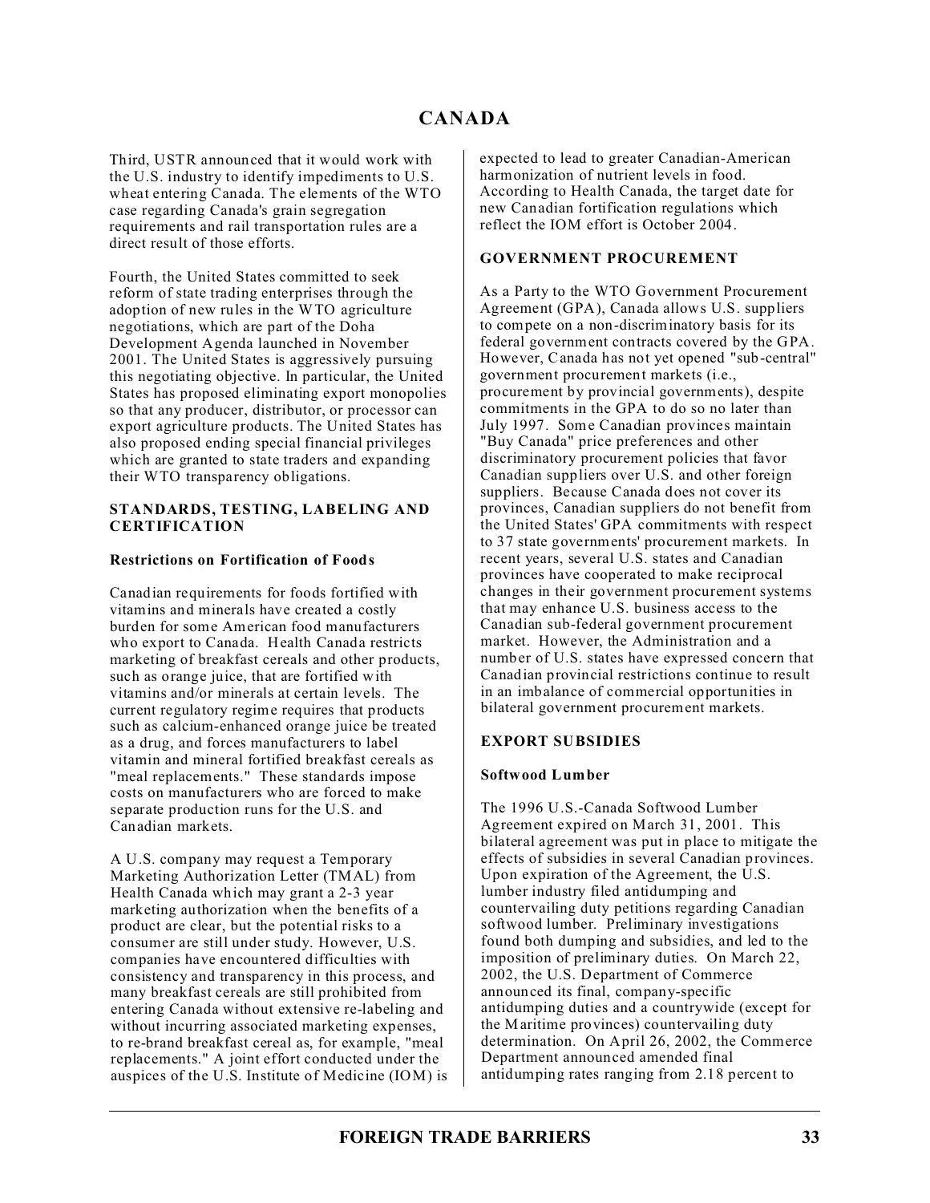Third, USTR announced that it would work with the U.S. industry to identify impediments to U.S. wheat entering Canada. The elements of the WTO case regarding Canada's grain segregation requirements and rail transportation rules are a direct result of those efforts.

Fourth, the United States committed to seek reform of state trading enterprises through the adoption of new rules in the WTO agriculture negotiations, which are part of the Doha Development Agenda launched in November 2001. The United States is aggressively pursuing this negotiating objective. In particular, the United States has proposed eliminating export monopolies so that any producer, distributor, or processor can export agriculture products. The United States has also proposed ending special financial privileges which are granted to state traders and expanding their WTO transparency obligations.

## STANDARDS, TESTING, LABELING AND CERTIFICATION

### Restrictions on Fortification of Foods

Canadian requirements for foods fortified with vitamins and minerals have created a costly burden for some American food manufacturers who export to Canada. Health Canada restricts marketing of breakfast cereals and other products, such as orange juice, that are fortified with vitamins and/or minerals at certain levels. The current regulatory regime requires that products such as calcium-enhanced orange juice be treated as a drug, and forces manufacturers to label vitamin and mineral fortified breakfast cereals as "meal replacements." These standards impose costs on manufacturers who are forced to make separate production runs for the U.S. and Canadian markets.

A U.S. company may request a Temporary Marketing Authorization Letter (TMAL) from Health Canada which may grant a 2-3 year marketing authorization when the benefits of a product are clear, but the potential risks to a consumer are still under study. However, U.S. companies have encountered difficulties with consistency and transparency in this process, and many breakfast cereals are still prohibited from entering Canada without extensive re-labeling and without incurring associated marketing expenses, to re-brand breakfast cereal as, for example, "meal replacements." A joint effort conducted under the auspices of the U.S. Institute of Medicine (IOM) is expected to lead to greater Canadian-American harmonization of nutrient levels in food. According to Health Canada, the target date for new Canadian fortification regulations which reflect the IOM effort is October 2004.

## GOVERNMENT PROCUREMENT

As a Party to the WTO Government Procurement Agreement (GPA), Canada allows U.S. suppliers to compete on a non-discriminatory basis for its federal government contracts covered by the GPA. However, Canada has not yet opened "sub-central" government procurement markets (i.e., procurement by provincial governments), despite commitments in the GPA to do so no later than July 1997. Some Canadian provinces maintain "Buy Canada" price preferences and other discriminatory procurement policies that favor Canadian suppliers over U.S. and other foreign suppliers. Because Canada does not cover its provinces, Canadian suppliers do not benefit from the United States' GPA commitments with respect to 37 state governments' procurement markets. In recent years, several U.S. states and Canadian provinces have cooperated to make reciprocal changes in their government procurement systems that may enhance U.S. business access to the Canadian sub-federal government procurement market. However, the Administration and a number of U.S. states have expressed concern that Canadian provincial restrictions continue to result in an imbalance of commercial opportunities in bilateral government procurement markets.

## EXPORT SUBSIDIES

### Softwood Lumber

The 1996 U.S.-Canada Softwood Lumber Agreement expired on March 31, 2001. This bilateral agreement was put in place to mitigate the effects of subsidies in several Canadian provinces. Upon expiration of the Agreement, the U.S. lumber industry filed antidumping and countervailing duty petitions regarding Canadian softwood lumber. Preliminary investigations found both dumping and subsidies, and led to the imposition of preliminary duties. On March 22, 2002, the U.S. Department of Commerce announced its final, company-specific antidumping duties and a countrywide (except for the Maritime provinces) countervailing duty determination. On April 26, 2002, the Commerce Department announced amended final antidumping rates ranging from 2.18 percent to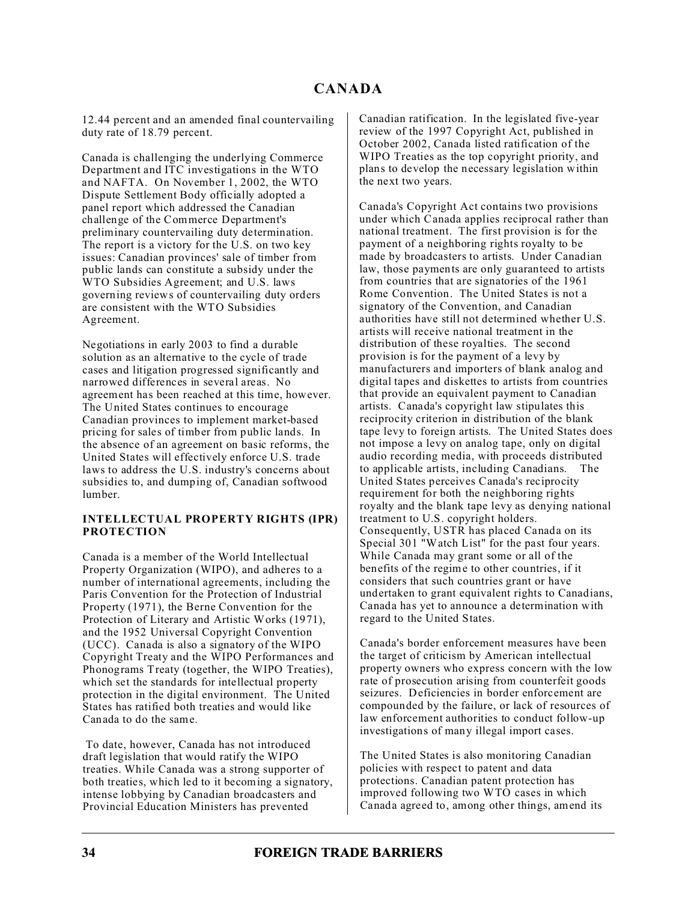12.44 percent and an amended final countervailing duty rate of 18.79 percent.

Canada is challenging the underlying Commerce Department and ITC investigations in the WTO and NAFTA. On November 1, 2002, the WTO Dispute Settlement Body officially adopted a panel report which addressed the Canadian challenge of the Commerce Department's preliminary countervailing duty determination. The report is a victory for the U.S. on two key issues: Canadian provinces' sale of timber from public lands can constitute a subsidy under the WTO Subsidies Agreement; and U.S. laws governing reviews of countervailing duty orders are consistent with the WTO Subsidies Agreement.

Negotiations in early 2003 to find a durable solution as an alternative to the cycle of trade cases and litigation progressed significantly and narrowed differences in several areas. No agreement has been reached at this time, however. The United States continues to encourage Canadian provinces to implement market-based pricing for sales of timber from public lands. In the absence of an agreement on basic reforms, the United States will effectively enforce U.S. trade laws to address the U.S. industry's concerns about subsidies to, and dumping of, Canadian softwood lumber.

## INTELLECTUAL PROPERTY RIGHTS (IPR) PROTECTION

Canada is a member of the World Intellectual Property Organization (WIPO), and adheres to a number of international agreements, including the Paris Convention for the Protection of Industrial Property (1971), the Berne Convention for the Protection of Literary and Artistic Works (1971), and the 1952 Universal Copyright Convention (UCC). Canada is also a signatory of the WIPO Copyright Treaty and the WIPO Performances and Phonograms Treaty (together, the WIPO Treaties), which set the standards for intellectual property protection in the digital environment. The United States has ratified both treaties and would like Canada to do the same.

To date, however, Canada has not introduced draft legislation that would ratify the WIPO treaties. While Canada was a strong supporter of both treaties, which led to it becoming a signatory, intense lobbying by Canadian broadcasters and Provincial Education Ministers has prevented Canadian ratification. In the legislated five-year review of the 1997 Copyright Act, published in October 2002, Canada listed ratification of the WIPO Treaties as the top copyright priority, and plans to develop the necessary legislation within the next two years.

Canada's Copyright Act contains two provisions under which Canada applies reciprocal rather than national treatment. The first provision is for the payment of a neighboring rights royalty to be made by broadcasters to artists. Under Canadian law, those payments are only guaranteed to artists from countries that are signatories of the 1961 Rome Convention. The United States is not a signatory of the Convention, and Canadian authorities have still not determined whether U.S. artists will receive national treatment in the distribution of these royalties. The second provision is for the payment of a levy by manufacturers and importers of blank analog and digital tapes and diskettes to artists from countries that provide an equivalent payment to Canadian artists. Canada's copyright law stipulates this reciprocity criterion in distribution of the blank tape levy to foreign artists. The United States does not impose a levy on analog tape, only on digital audio recording media, with proceeds distributed to applicable artists, including Canadians. The United States perceives Canada's reciprocity requirement for both the neighboring rights royalty and the blank tape levy as denying national treatment to U.S. copyright holders. Consequently, USTR has placed Canada on its Special 301 "Watch List" for the past four years. While Canada may grant some or all of the benefits of the regime to other countries, if it considers that such countries grant or have undertaken to grant equivalent rights to Canadians, Canada has yet to announce a determination with regard to the United States.

Canada's border enforcement measures have been the target of criticism by American intellectual property owners who express concern with the low rate of prosecution arising from counterfeit goods seizures. Deficiencies in border enforcement are compounded by the failure, or lack of resources of law enforcement authorities to conduct follow-up investigations of many illegal import cases.

The United States is also monitoring Canadian policies with respect to patent and data protections. Canadian patent protection has improved following two WTO cases in which Canada agreed to, among other things, amend its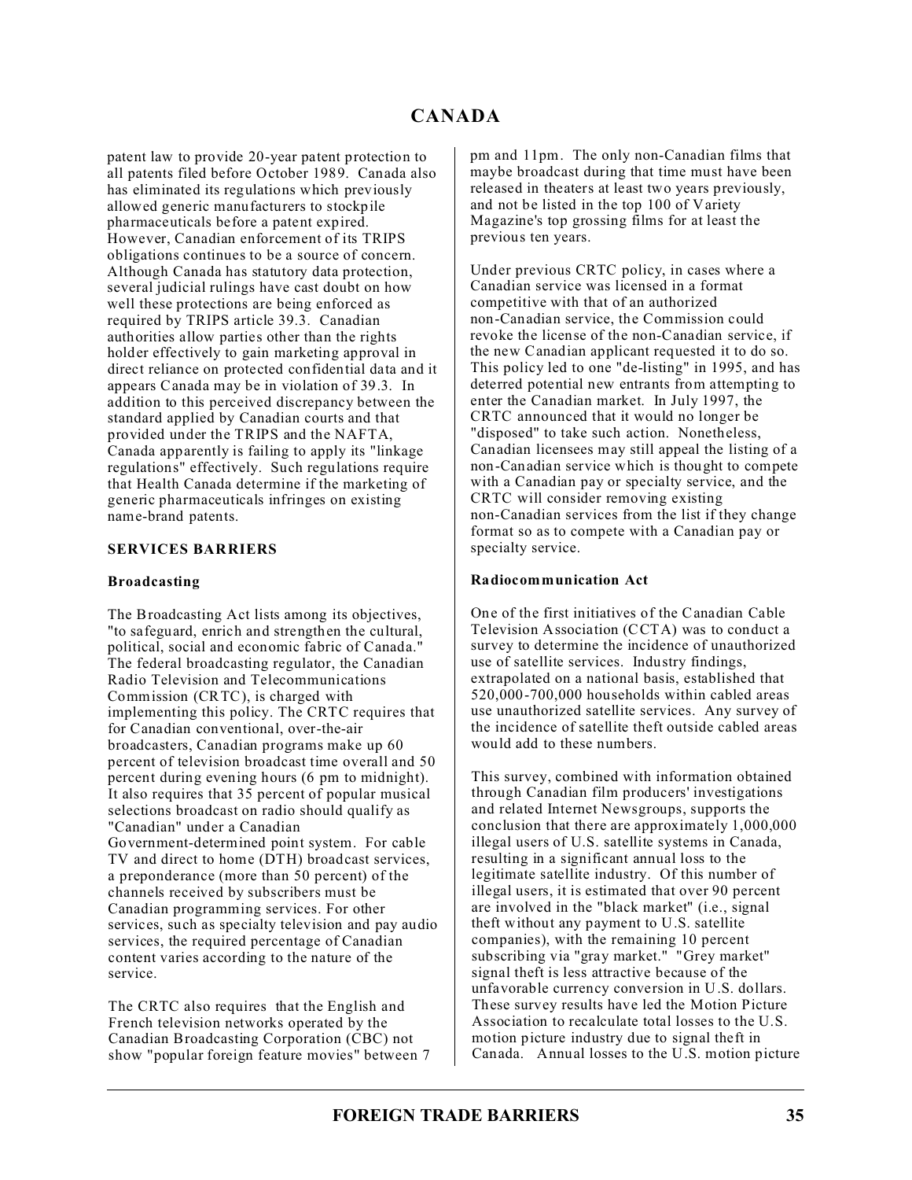patent law to provide 20-year patent protection to all patents filed before October 1989. Canada also has eliminated its regulations which previously allowed generic manufacturers to stockpile pharmaceuticals before a patent expired. However, Canadian enforcement of its TRIPS obligations continues to be a source of concern. Although Canada has statutory data protection, several judicial rulings have cast doubt on how well these protections are being enforced as required by TRIPS article 39.3. Canadian authorities allow parties other than the rights holder effectively to gain marketing approval in direct reliance on protected confidential data and it appears Canada may be in violation of 39.3. In addition to this perceived discrepancy between the standard applied by Canadian courts and that provided under the TRIPS and the NAFTA, Canada apparently is failing to apply its "linkage regulations" effectively. Such regulations require that Health Canada determine if the marketing of generic pharmaceuticals infringes on existing name-brand patents.

## SERVICES BARRIERS

### Broadcasting

The Broadcasting Act lists among its objectives, "to safeguard, enrich and strengthen the cultural, political, social and economic fabric of Canada." The federal broadcasting regulator, the Canadian Radio Television and Telecommunications Commission (CRTC), is charged with implementing this policy. The CRTC requires that for Canadian conventional, over-the-air broadcasters, Canadian programs make up 60 percent of television broadcast time overall and 50 percent during evening hours (6 pm to midnight). It also requires that 35 percent of popular musical selections broadcast on radio should qualify as "Canadian" under a Canadian Government-determined point system. For cable TV and direct to home (DTH) broadcast services, a preponderance (more than 50 percent) of the channels received by subscribers must be Canadian programming services. For other services, such as specialty television and pay audio services, the required percentage of Canadian content varies according to the nature of the service.

The CRTC also requires that the English and French television networks operated by the Canadian Broadcasting Corporation (CBC) not show "popular foreign feature movies" between 7 pm and 11pm. The only non-Canadian films that maybe broadcast during that time must have been released in theaters at least two years previously, and not be listed in the top 100 of Variety Magazine's top grossing films for at least the previous ten years.

Under previous CRTC policy, in cases where a Canadian service was licensed in a format competitive with that of an authorized non-Canadian service, the Commission could revoke the license of the non-Canadian service, if the new Canadian applicant requested it to do so. This policy led to one "de-listing" in 1995, and has deterred potential new entrants from attempting to enter the Canadian market. In July 1997, the CRTC announced that it would no longer be "disposed" to take such action. Nonetheless, Canadian licensees may still appeal the listing of a non-Canadian service which is thought to compete with a Canadian pay or specialty service, and the CRTC will consider removing existing non-Canadian services from the list if they change format so as to compete with a Canadian pay or specialty service.

### Radiocommunication Act

One of the first initiatives of the Canadian Cable Television Association (CCTA) was to conduct a survey to determine the incidence of unauthorized use of satellite services. Industry findings, extrapolated on a national basis, established that 520,000-700,000 households within cabled areas use unauthorized satellite services. Any survey of the incidence of satellite theft outside cabled areas would add to these numbers.

This survey, combined with information obtained through Canadian film producers' investigations and related Internet Newsgroups, supports the conclusion that there are approximately 1,000,000 illegal users of U.S. satellite systems in Canada, resulting in a significant annual loss to the legitimate satellite industry. Of this number of illegal users, it is estimated that over 90 percent are involved in the "black market" (i.e., signal theft without any payment to U.S. satellite companies), with the remaining 10 percent subscribing via "gray market." "Grey market" signal theft is less attractive because of the unfavorable currency conversion in U.S. dollars. These survey results have led the Motion Picture Association to recalculate total losses to the U.S. motion picture industry due to signal theft in Canada. Annual losses to the U.S. motion picture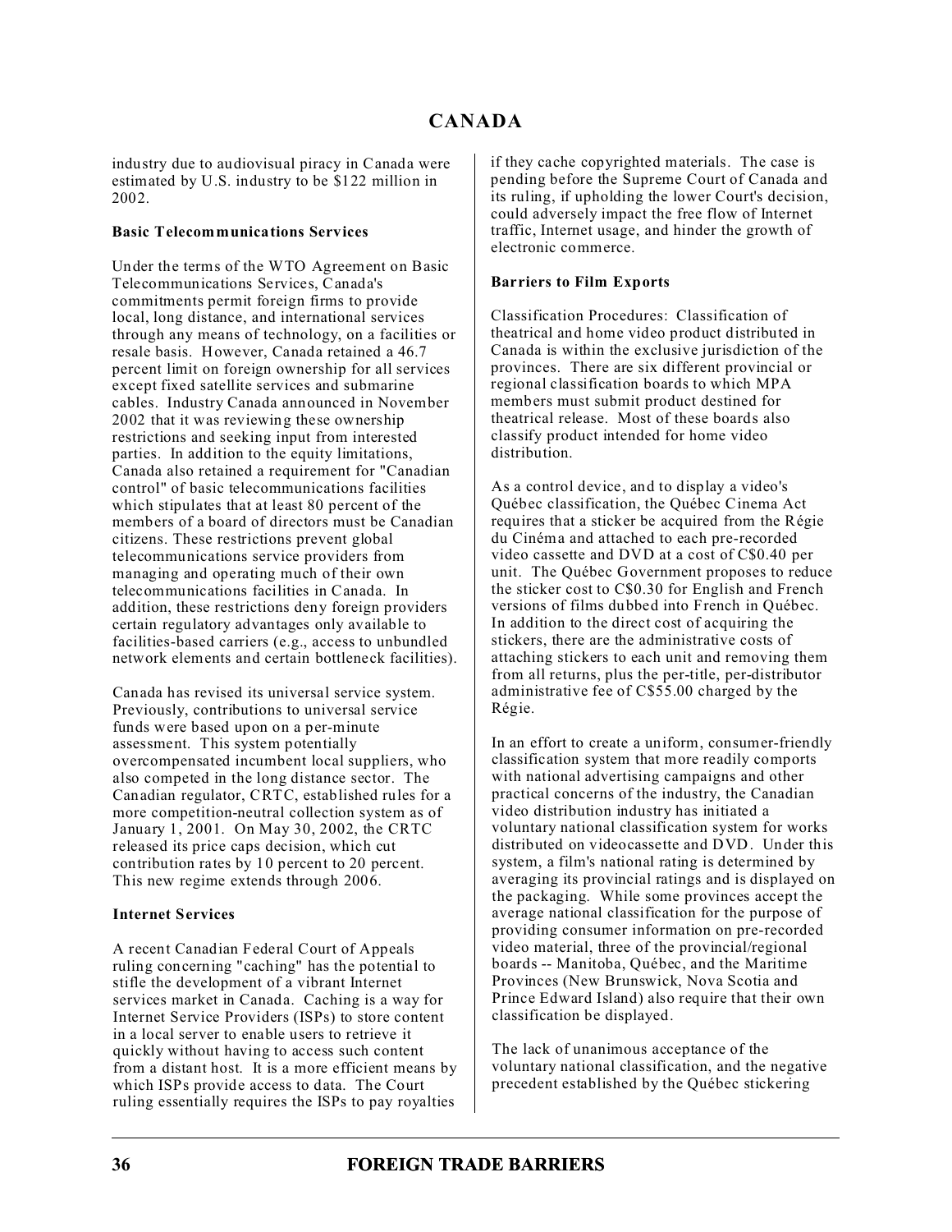industry due to audiovisual piracy in Canada were estimated by U.S. industry to be $122 million in 2002.

**Basic Telecommunications Services**

Under the terms of the WTO Agreement on Basic Telecommunications Services, Canada's commitments permit foreign firms to provide local, long distance, and international services through any means of technology, on a facilities or resale basis. However, Canada retained a 46.7 percent limit on foreign ownership for all services except fixed satellite services and submarine cables. Industry Canada announced in November 2002 that it was reviewing these ownership restrictions and seeking input from interested parties. In addition to the equity limitations, Canada also retained a requirement for "Canadian control" of basic telecommunications facilities which stipulates that at least 80 percent of the members of a board of directors must be Canadian citizens. These restrictions prevent global telecommunications service providers from managing and operating much of their own telecommunications facilities in Canada. In addition, these restrictions deny foreign providers certain regulatory advantages only available to facilities-based carriers (e.g., access to unbundled network elements and certain bottleneck facilities).

Canada has revised its universal service system. Previously, contributions to universal service funds were based upon on a per-minute assessment. This system potentially overcompensated incumbent local suppliers, who also competed in the long distance sector. The Canadian regulator, CRTC, established rules for a more competition-neutral collection system as of January 1, 2001. On May 30, 2002, the CRTC released its price caps decision, which cut contribution rates by 10 percent to 20 percent. This new regime extends through 2006.

**Internet Services**

A recent Canadian Federal Court of Appeals ruling concerning "caching" has the potential to stifle the development of a vibrant Internet services market in Canada. Caching is a way for Internet Service Providers (ISPs) to store content in a local server to enable users to retrieve it quickly without having to access such content from a distant host. It is a more efficient means by which ISPs provide access to data. The Court ruling essentially requires the ISPs to pay royalties if they cache copyrighted materials. The case is pending before the Supreme Court of Canada and its ruling, if upholding the lower Court's decision, could adversely impact the free flow of Internet traffic, Internet usage, and hinder the growth of electronic commerce.

**Barriers to Film Exports**

Classification Procedures: Classification of theatrical and home video product distributed in Canada is within the exclusive jurisdiction of the provinces. There are six different provincial or regional classification boards to which MPA members must submit product destined for theatrical release. Most of these boards also classify product intended for home video distribution.

As a control device, and to display a video's Québec classification, the Québec Cinema Act requires that a sticker be acquired from the Régie du Cinéma and attached to each pre-recorded video cassette and DVD at a cost of C$0.40 per unit. The Québec Government proposes to reduce the sticker cost to C$0.30 for English and French versions of films dubbed into French in Québec. In addition to the direct cost of acquiring the stickers, there are the administrative costs of attaching stickers to each unit and removing them from all returns, plus the per-title, per-distributor administrative fee of C$55.00 charged by the Régie.

In an effort to create a uniform, consumer-friendly classification system that more readily comports with national advertising campaigns and other practical concerns of the industry, the Canadian video distribution industry has initiated a voluntary national classification system for works distributed on videocassette and DVD. Under this system, a film's national rating is determined by averaging its provincial ratings and is displayed on the packaging. While some provinces accept the average national classification for the purpose of providing consumer information on pre-recorded video material, three of the provincial/regional boards -- Manitoba, Québec, and the Maritime Provinces (New Brunswick, Nova Scotia and Prince Edward Island) also require that their own classification be displayed.

The lack of unanimous acceptance of the voluntary national classification, and the negative precedent established by the Québec stickering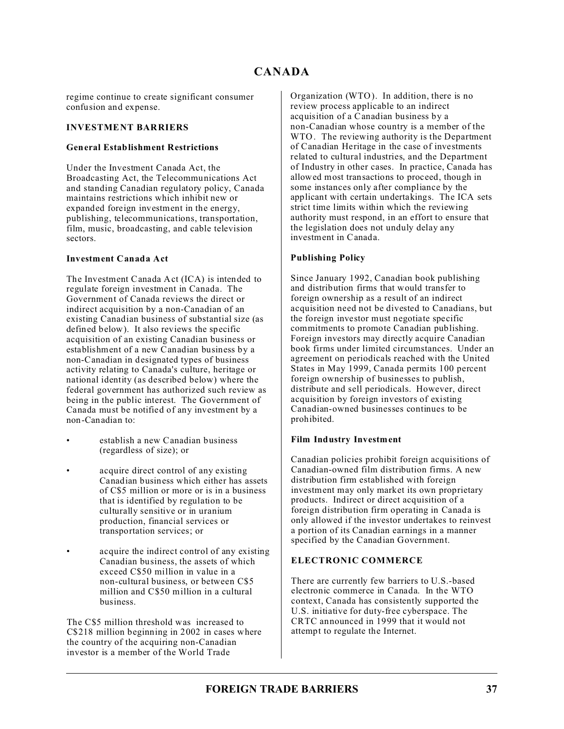regime continue to create significant consumer confusion and expense.

## INVESTMENT BARRIERS

### General Establishment Restrictions

Under the Investment Canada Act, the Broadcasting Act, the Telecommunications Act and standing Canadian regulatory policy, Canada maintains restrictions which inhibit new or expanded foreign investment in the energy, publishing, telecommunications, transportation, film, music, broadcasting, and cable television sectors.

### Investment Canada Act

The Investment Canada Act (ICA) is intended to regulate foreign investment in Canada. The Government of Canada reviews the direct or indirect acquisition by a non-Canadian of an existing Canadian business of substantial size (as defined below). It also reviews the specific acquisition of an existing Canadian business or establishment of a new Canadian business by a non-Canadian in designated types of business activity relating to Canada's culture, heritage or national identity (as described below) where the federal government has authorized such review as being in the public interest. The Government of Canada must be notified of any investment by a non-Canadian to:

- establish a new Canadian business (regardless of size); or
- acquire direct control of any existing Canadian business which either has assets of C$5 million or more or is in a business that is identified by regulation to be culturally sensitive or in uranium production, financial services or transportation services; or
- acquire the indirect control of any existing Canadian business, the assets of which exceed C$50 million in value in a non-cultural business, or between C$5 million and C$50 million in a cultural business.

The C$5 million threshold was increased to C$218 million beginning in 2002 in cases where the country of the acquiring non-Canadian investor is a member of the World Trade Organization (WTO). In addition, there is no review process applicable to an indirect acquisition of a Canadian business by a non-Canadian whose country is a member of the WTO. The reviewing authority is the Department of Canadian Heritage in the case of investments related to cultural industries, and the Department of Industry in other cases. In practice, Canada has allowed most transactions to proceed, though in some instances only after compliance by the applicant with certain undertakings. The ICA sets strict time limits within which the reviewing authority must respond, in an effort to ensure that the legislation does not unduly delay any investment in Canada.

### Publishing Policy

Since January 1992, Canadian book publishing and distribution firms that would transfer to foreign ownership as a result of an indirect acquisition need not be divested to Canadians, but the foreign investor must negotiate specific commitments to promote Canadian publishing. Foreign investors may directly acquire Canadian book firms under limited circumstances. Under an agreement on periodicals reached with the United States in May 1999, Canada permits 100 percent foreign ownership of businesses to publish, distribute and sell periodicals. However, direct acquisition by foreign investors of existing Canadian-owned businesses continues to be prohibited.

### Film Industry Investment

Canadian policies prohibit foreign acquisitions of Canadian-owned film distribution firms. A new distribution firm established with foreign investment may only market its own proprietary products. Indirect or direct acquisition of a foreign distribution firm operating in Canada is only allowed if the investor undertakes to reinvest a portion of its Canadian earnings in a manner specified by the Canadian Government.

## ELECTRONIC COMMERCE

There are currently few barriers to U.S.-based electronic commerce in Canada. In the WTO context, Canada has consistently supported the U.S. initiative for duty-free cyberspace. The CRTC announced in 1999 that it would not attempt to regulate the Internet.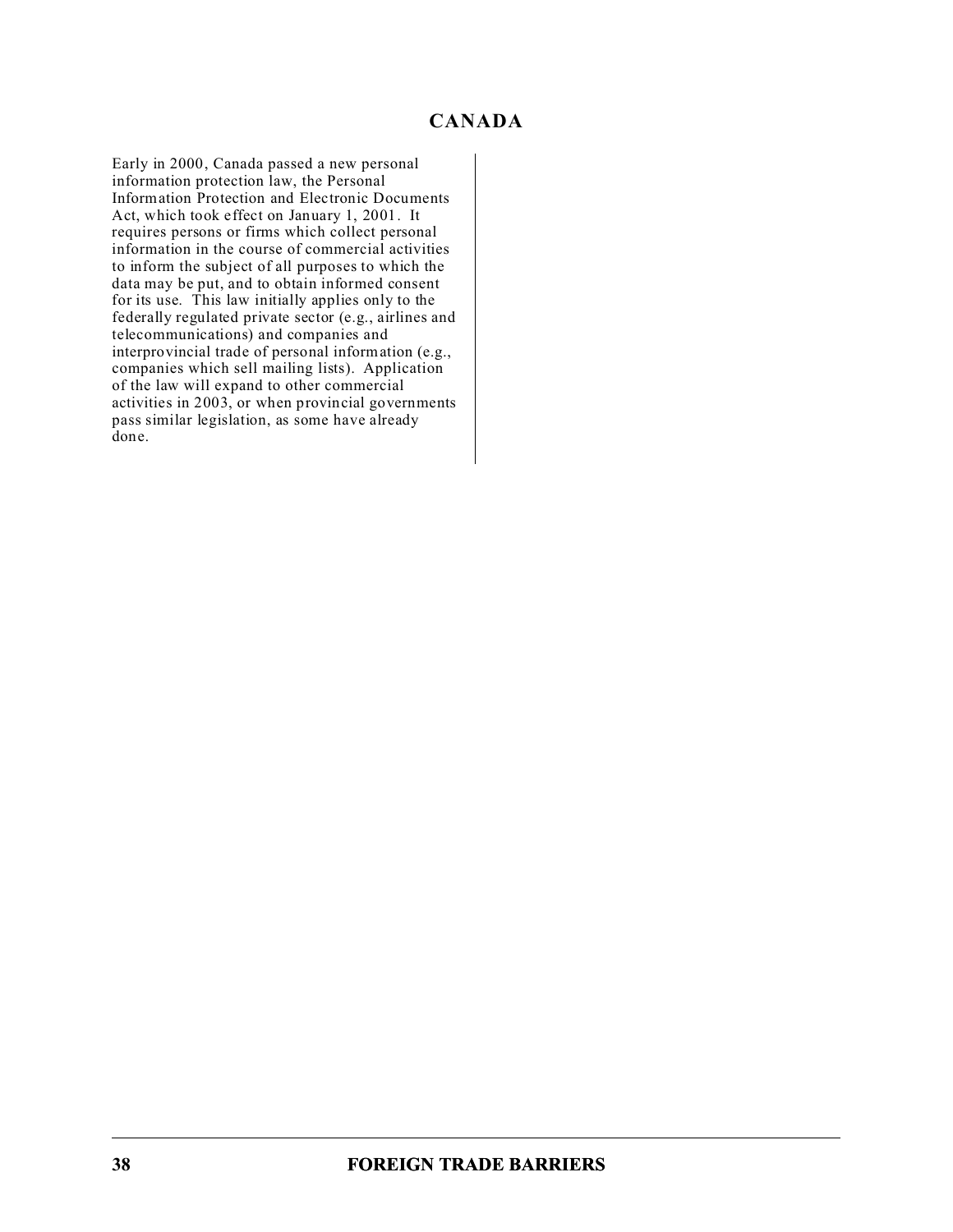## CANADA

Early in 2000, Canada passed a new personal information protection law, the Personal Information Protection and Electronic Documents Act, which took effect on January 1, 2001. It requires persons or firms which collect personal information in the course of commercial activities to inform the subject of all purposes to which the data may be put, and to obtain informed consent for its use. This law initially applies only to the federally regulated private sector (e.g., airlines and telecommunications) and companies and interprovincial trade of personal information (e.g., companies which sell mailing lists). Application of the law will expand to other commercial activities in 2003, or when provincial governments pass similar legislation, as some have already done.